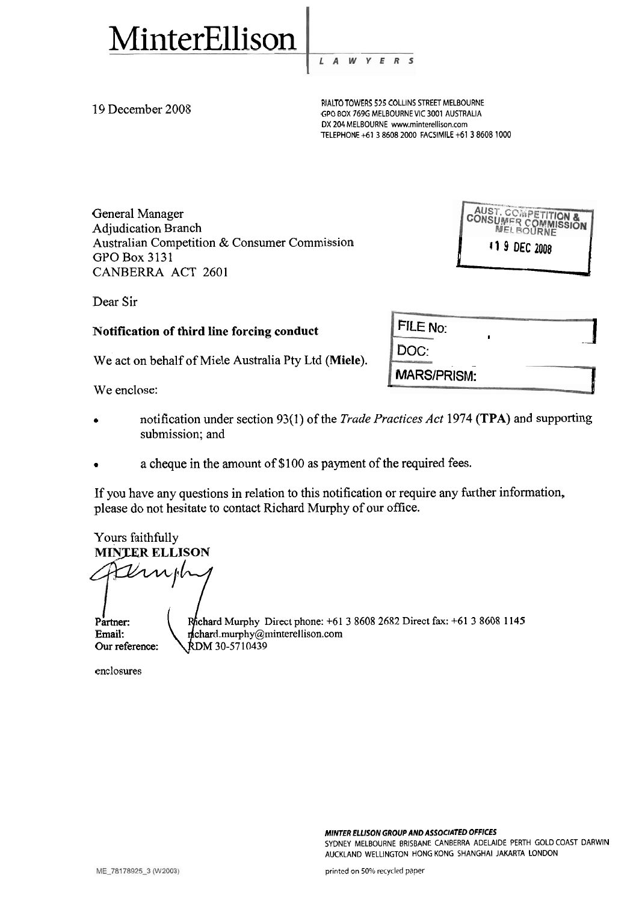# MinterEllison

LAWYERS

19 December 2008

RIALTO TOWERS 525 COLLINS STREET MELBOURNE
GPO BOX 769G MELBOURNE VIC 3001 AUSTRALIA
DX 204 MELBOURNE www.minterellison.com
TELEPHONE +61 3 8608 2000 FACSIMILE +61 3 8608 1000

General Manager
Adjudication Branch
Australian Competition & Consumer Commission
GPO Box 3131
CANBERRA ACT 2601

AUST. COMPETITION & CONSUMER COMMISSION MELBOURNE
19 DEC 2008

FILE No:
DOC:
MARS/PRISM:

Dear Sir

**Notification of third line forcing conduct**

We act on behalf of Miele Australia Pty Ltd (**Miele**).

We enclose:

- notification under section 93(1) of the *Trade Practices Act* 1974 (**TPA**) and supporting submission; and
- a cheque in the amount of $100 as payment of the required fees.

If you have any questions in relation to this notification or require any further information, please do not hesitate to contact Richard Murphy of our office.

Yours faithfully
**MINTER ELLISON**

Partner: Richard Murphy Direct phone: +61 3 8608 2682 Direct fax: +61 3 8608 1145
Email: richard.murphy@minterellison.com
Our reference: RDM 30-5710439

enclosures

*MINTER ELLISON GROUP AND ASSOCIATED OFFICES*
SYDNEY MELBOURNE BRISBANE CANBERRA ADELAIDE PERTH GOLD COAST DARWIN AUCKLAND WELLINGTON HONG KONG SHANGHAI JAKARTA LONDON

ME_78178925_3 (W2003)

printed on 50% recycled paper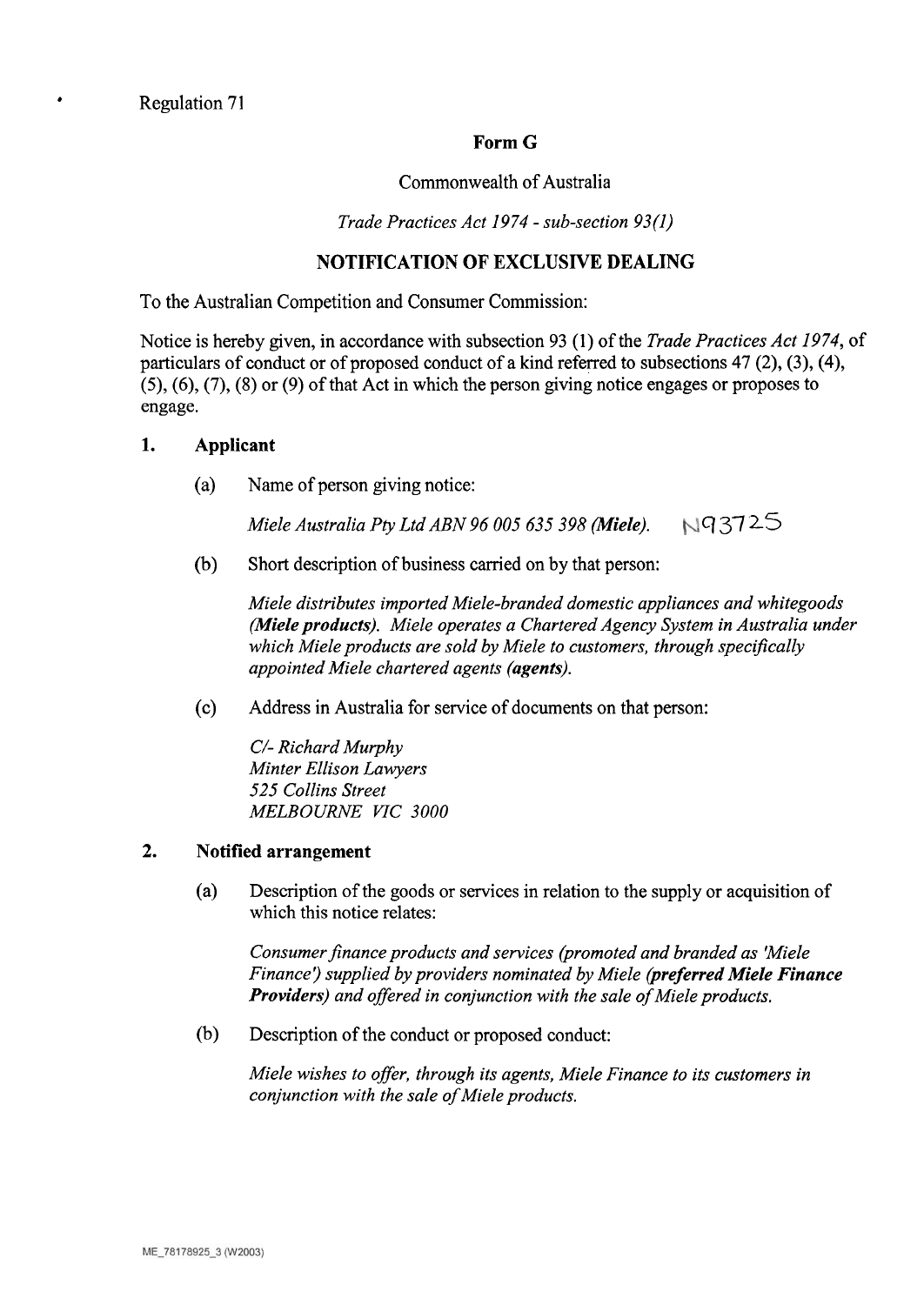Regulation 71

**Form G**

Commonwealth of Australia

*Trade Practices Act 1974 - sub-section 93(1)*

**NOTIFICATION OF EXCLUSIVE DEALING**

To the Australian Competition and Consumer Commission:

Notice is hereby given, in accordance with subsection 93 (1) of the *Trade Practices Act 1974*, of particulars of conduct or of proposed conduct of a kind referred to subsections 47 (2), (3), (4), (5), (6), (7), (8) or (9) of that Act in which the person giving notice engages or proposes to engage.

**1. Applicant**

(a) Name of person giving notice:

*Miele Australia Pty Ltd ABN 96 005 635 398 **(Miele)**.* N93725

(b) Short description of business carried on by that person:

*Miele distributes imported Miele-branded domestic appliances and whitegoods **(Miele products)**. Miele operates a Chartered Agency System in Australia under which Miele products are sold by Miele to customers, through specifically appointed Miele chartered agents **(agents)**.*

(c) Address in Australia for service of documents on that person:

*C/- Richard Murphy*
*Minter Ellison Lawyers*
*525 Collins Street*
*MELBOURNE VIC 3000*

**2. Notified arrangement**

(a) Description of the goods or services in relation to the supply or acquisition of which this notice relates:

*Consumer finance products and services (promoted and branded as 'Miele Finance') supplied by providers nominated by Miele **(preferred Miele Finance Providers)** and offered in conjunction with the sale of Miele products.*

(b) Description of the conduct or proposed conduct:

*Miele wishes to offer, through its agents, Miele Finance to its customers in conjunction with the sale of Miele products.*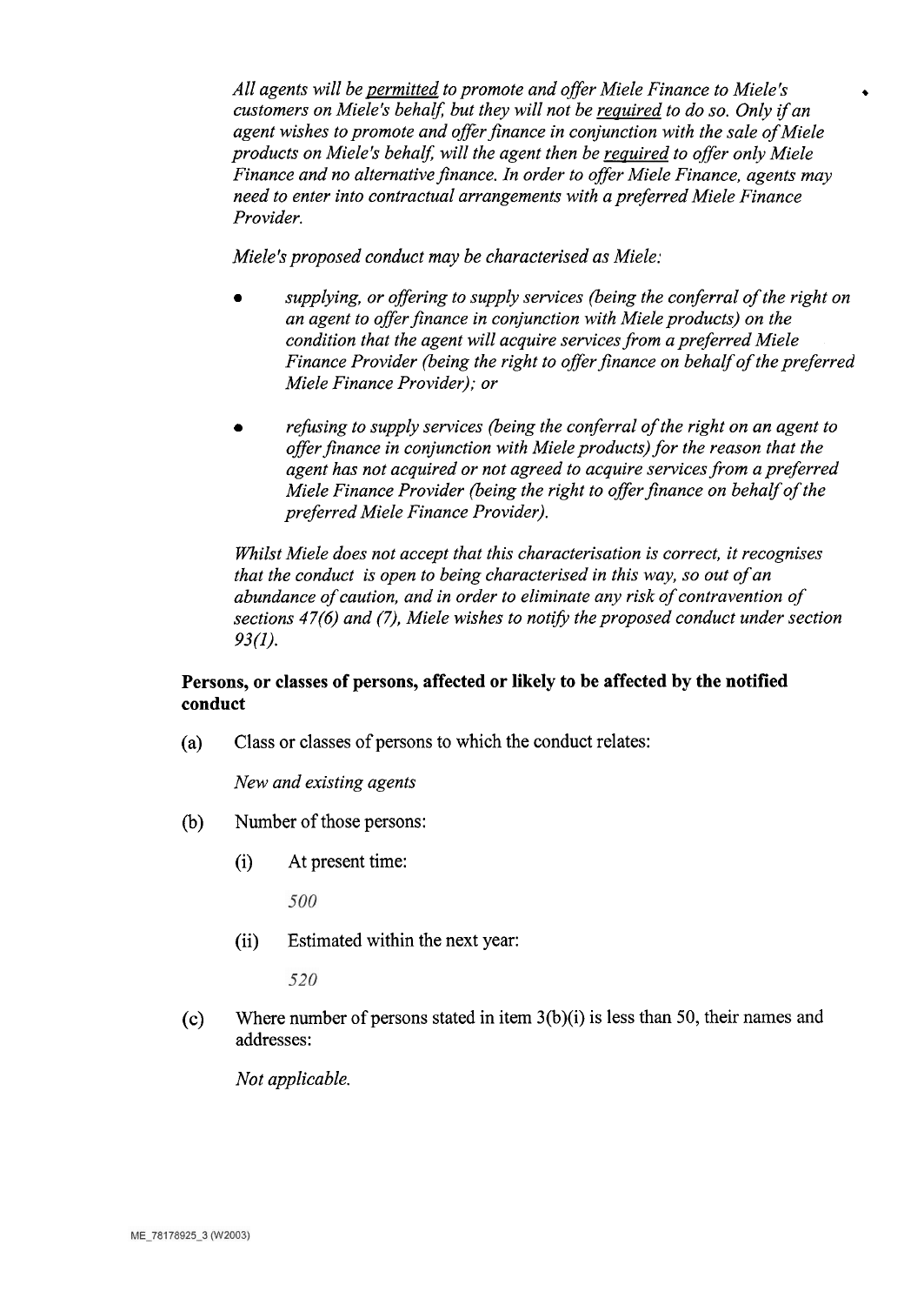*All agents will be permitted to promote and offer Miele Finance to Miele's customers on Miele's behalf, but they will not be required to do so. Only if an agent wishes to promote and offer finance in conjunction with the sale of Miele products on Miele's behalf, will the agent then be required to offer only Miele Finance and no alternative finance. In order to offer Miele Finance, agents may need to enter into contractual arrangements with a preferred Miele Finance Provider.*

*Miele's proposed conduct may be characterised as Miele:*

- *supplying, or offering to supply services (being the conferral of the right on an agent to offer finance in conjunction with Miele products) on the condition that the agent will acquire services from a preferred Miele Finance Provider (being the right to offer finance on behalf of the preferred Miele Finance Provider); or*
- *refusing to supply services (being the conferral of the right on an agent to offer finance in conjunction with Miele products) for the reason that the agent has not acquired or not agreed to acquire services from a preferred Miele Finance Provider (being the right to offer finance on behalf of the preferred Miele Finance Provider).*

*Whilst Miele does not accept that this characterisation is correct, it recognises that the conduct is open to being characterised in this way, so out of an abundance of caution, and in order to eliminate any risk of contravention of sections 47(6) and (7), Miele wishes to notify the proposed conduct under section 93(1).*

**Persons, or classes of persons, affected or likely to be affected by the notified conduct**

(a) Class or classes of persons to which the conduct relates:

*New and existing agents*

(b) Number of those persons:

(i) At present time:

*500*

(ii) Estimated within the next year:

*520*

(c) Where number of persons stated in item 3(b)(i) is less than 50, their names and addresses:

*Not applicable.*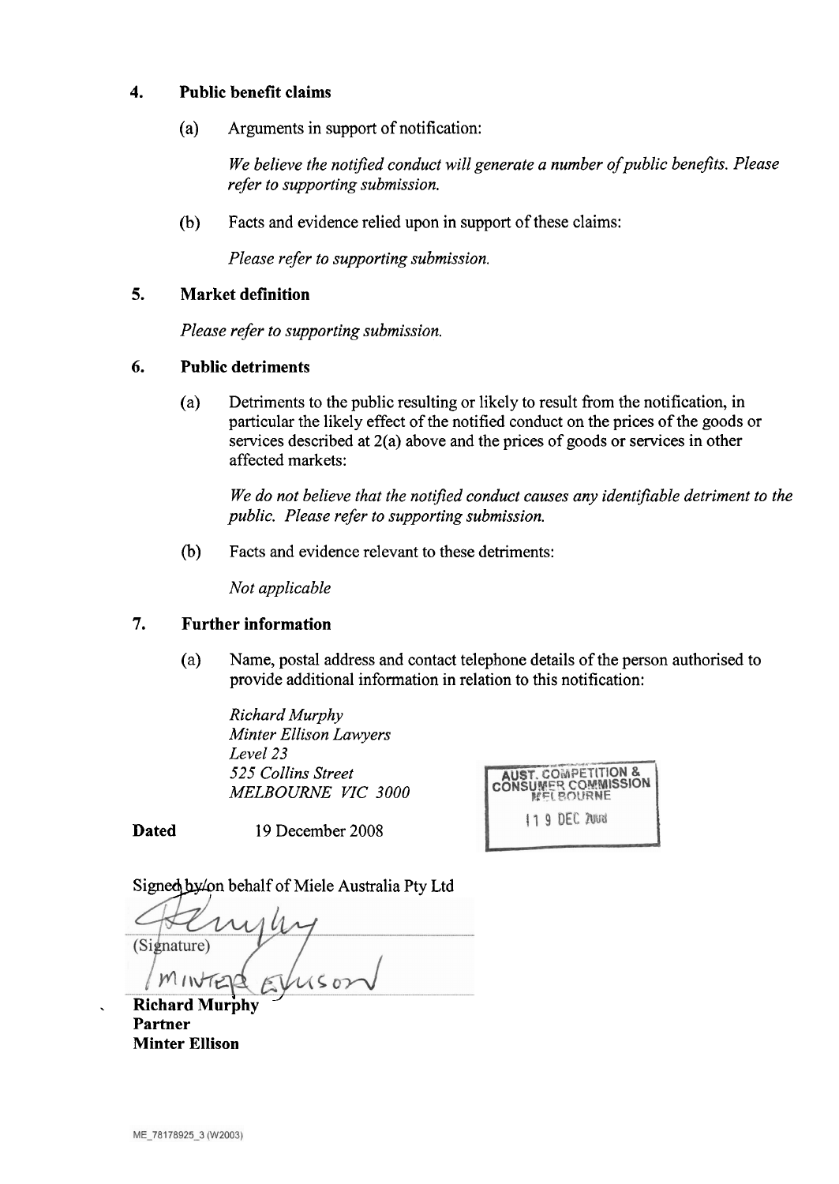## 4. Public benefit claims

(a) Arguments in support of notification:

*We believe the notified conduct will generate a number of public benefits. Please refer to supporting submission.*

(b) Facts and evidence relied upon in support of these claims:

*Please refer to supporting submission.*

## 5. Market definition

*Please refer to supporting submission.*

## 6. Public detriments

(a) Detriments to the public resulting or likely to result from the notification, in particular the likely effect of the notified conduct on the prices of the goods or services described at 2(a) above and the prices of goods or services in other affected markets:

*We do not believe that the notified conduct causes any identifiable detriment to the public. Please refer to supporting submission.*

(b) Facts and evidence relevant to these detriments:

*Not applicable*

## 7. Further information

(a) Name, postal address and contact telephone details of the person authorised to provide additional information in relation to this notification:

*Richard Murphy*
*Minter Ellison Lawyers*
*Level 23*
*525 Collins Street*
*MELBOURNE VIC 3000*

AUST. COMPETITION & CONSUMER COMMISSION MELBOURNE
19 DEC 2008

**Dated** 19 December 2008

Signed by/on behalf of Miele Australia Pty Ltd

(Signature)

MINTER ELLISON

**Richard Murphy**
**Partner**
**Minter Ellison**

ME_78178925_3 (W2003)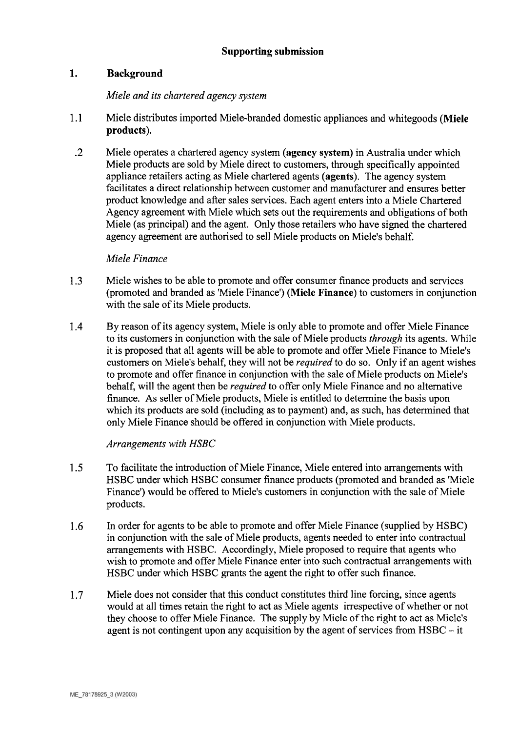## Supporting submission

### 1. Background

*Miele and its chartered agency system*

1.1 Miele distributes imported Miele-branded domestic appliances and whitegoods (**Miele products**).

.2 Miele operates a chartered agency system (**agency system**) in Australia under which Miele products are sold by Miele direct to customers, through specifically appointed appliance retailers acting as Miele chartered agents (**agents**). The agency system facilitates a direct relationship between customer and manufacturer and ensures better product knowledge and after sales services. Each agent enters into a Miele Chartered Agency agreement with Miele which sets out the requirements and obligations of both Miele (as principal) and the agent. Only those retailers who have signed the chartered agency agreement are authorised to sell Miele products on Miele's behalf.

*Miele Finance*

1.3 Miele wishes to be able to promote and offer consumer finance products and services (promoted and branded as 'Miele Finance') (**Miele Finance**) to customers in conjunction with the sale of its Miele products.

1.4 By reason of its agency system, Miele is only able to promote and offer Miele Finance to its customers in conjunction with the sale of Miele products *through* its agents. While it is proposed that all agents will be able to promote and offer Miele Finance to Miele's customers on Miele's behalf, they will not be *required* to do so. Only if an agent wishes to promote and offer finance in conjunction with the sale of Miele products on Miele's behalf, will the agent then be *required* to offer only Miele Finance and no alternative finance. As seller of Miele products, Miele is entitled to determine the basis upon which its products are sold (including as to payment) and, as such, has determined that only Miele Finance should be offered in conjunction with Miele products.

*Arrangements with HSBC*

1.5 To facilitate the introduction of Miele Finance, Miele entered into arrangements with HSBC under which HSBC consumer finance products (promoted and branded as 'Miele Finance') would be offered to Miele's customers in conjunction with the sale of Miele products.

1.6 In order for agents to be able to promote and offer Miele Finance (supplied by HSBC) in conjunction with the sale of Miele products, agents needed to enter into contractual arrangements with HSBC. Accordingly, Miele proposed to require that agents who wish to promote and offer Miele Finance enter into such contractual arrangements with HSBC under which HSBC grants the agent the right to offer such finance.

1.7 Miele does not consider that this conduct constitutes third line forcing, since agents would at all times retain the right to act as Miele agents irrespective of whether or not they choose to offer Miele Finance. The supply by Miele of the right to act as Miele's agent is not contingent upon any acquisition by the agent of services from HSBC – it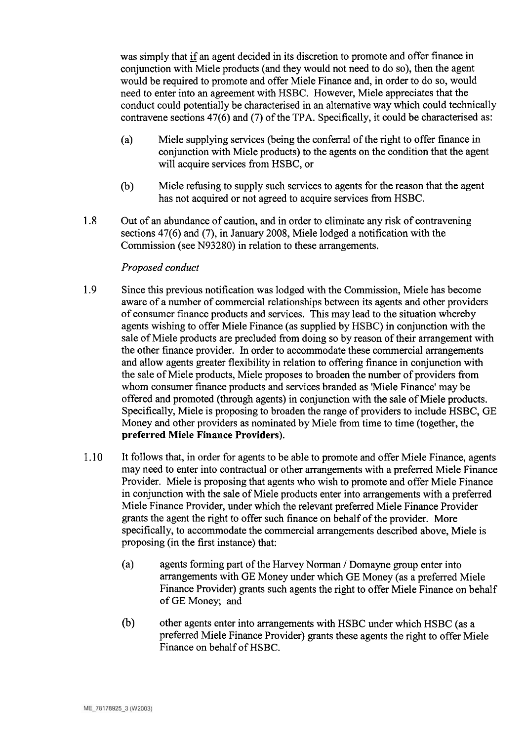was simply that if an agent decided in its discretion to promote and offer finance in conjunction with Miele products (and they would not need to do so), then the agent would be required to promote and offer Miele Finance and, in order to do so, would need to enter into an agreement with HSBC. However, Miele appreciates that the conduct could potentially be characterised in an alternative way which could technically contravene sections 47(6) and (7) of the TPA. Specifically, it could be characterised as:

(a) Miele supplying services (being the conferral of the right to offer finance in conjunction with Miele products) to the agents on the condition that the agent will acquire services from HSBC, or

(b) Miele refusing to supply such services to agents for the reason that the agent has not acquired or not agreed to acquire services from HSBC.

1.8 Out of an abundance of caution, and in order to eliminate any risk of contravening sections 47(6) and (7), in January 2008, Miele lodged a notification with the Commission (see N93280) in relation to these arrangements.

*Proposed conduct*

1.9 Since this previous notification was lodged with the Commission, Miele has become aware of a number of commercial relationships between its agents and other providers of consumer finance products and services. This may lead to the situation whereby agents wishing to offer Miele Finance (as supplied by HSBC) in conjunction with the sale of Miele products are precluded from doing so by reason of their arrangement with the other finance provider. In order to accommodate these commercial arrangements and allow agents greater flexibility in relation to offering finance in conjunction with the sale of Miele products, Miele proposes to broaden the number of providers from whom consumer finance products and services branded as 'Miele Finance' may be offered and promoted (through agents) in conjunction with the sale of Miele products. Specifically, Miele is proposing to broaden the range of providers to include HSBC, GE Money and other providers as nominated by Miele from time to time (together, the **preferred Miele Finance Providers**).

1.10 It follows that, in order for agents to be able to promote and offer Miele Finance, agents may need to enter into contractual or other arrangements with a preferred Miele Finance Provider. Miele is proposing that agents who wish to promote and offer Miele Finance in conjunction with the sale of Miele products enter into arrangements with a preferred Miele Finance Provider, under which the relevant preferred Miele Finance Provider grants the agent the right to offer such finance on behalf of the provider. More specifically, to accommodate the commercial arrangements described above, Miele is proposing (in the first instance) that:

(a) agents forming part of the Harvey Norman / Domayne group enter into arrangements with GE Money under which GE Money (as a preferred Miele Finance Provider) grants such agents the right to offer Miele Finance on behalf of GE Money; and

(b) other agents enter into arrangements with HSBC under which HSBC (as a preferred Miele Finance Provider) grants these agents the right to offer Miele Finance on behalf of HSBC.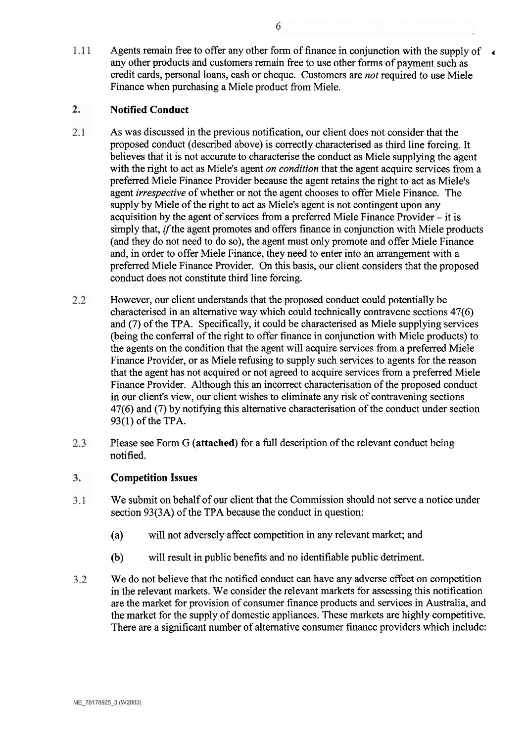1.11 Agents remain free to offer any other form of finance in conjunction with the supply of any other products and customers remain free to use other forms of payment such as credit cards, personal loans, cash or cheque. Customers are *not* required to use Miele Finance when purchasing a Miele product from Miele.

## 2. Notified Conduct

2.1 As was discussed in the previous notification, our client does not consider that the proposed conduct (described above) is correctly characterised as third line forcing. It believes that it is not accurate to characterise the conduct as Miele supplying the agent with the right to act as Miele's agent *on condition* that the agent acquire services from a preferred Miele Finance Provider because the agent retains the right to act as Miele's agent *irrespective* of whether or not the agent chooses to offer Miele Finance. The supply by Miele of the right to act as Miele's agent is not contingent upon any acquisition by the agent of services from a preferred Miele Finance Provider – it is simply that, *if* the agent promotes and offers finance in conjunction with Miele products (and they do not need to do so), the agent must only promote and offer Miele Finance and, in order to offer Miele Finance, they need to enter into an arrangement with a preferred Miele Finance Provider. On this basis, our client considers that the proposed conduct does not constitute third line forcing.

2.2 However, our client understands that the proposed conduct could potentially be characterised in an alternative way which could technically contravene sections 47(6) and (7) of the TPA. Specifically, it could be characterised as Miele supplying services (being the conferral of the right to offer finance in conjunction with Miele products) to the agents on the condition that the agent will acquire services from a preferred Miele Finance Provider, or as Miele refusing to supply such services to agents for the reason that the agent has not acquired or not agreed to acquire services from a preferred Miele Finance Provider. Although this an incorrect characterisation of the proposed conduct in our client's view, our client wishes to eliminate any risk of contravening sections 47(6) and (7) by notifying this alternative characterisation of the conduct under section 93(1) of the TPA.

2.3 Please see Form G (**attached**) for a full description of the relevant conduct being notified.

## 3. Competition Issues

3.1 We submit on behalf of our client that the Commission should not serve a notice under section 93(3A) of the TPA because the conduct in question:

(a) will not adversely affect competition in any relevant market; and

(b) will result in public benefits and no identifiable public detriment.

3.2 We do not believe that the notified conduct can have any adverse effect on competition in the relevant markets. We consider the relevant markets for assessing this notification are the market for provision of consumer finance products and services in Australia, and the market for the supply of domestic appliances. These markets are highly competitive. There are a significant number of alternative consumer finance providers which include: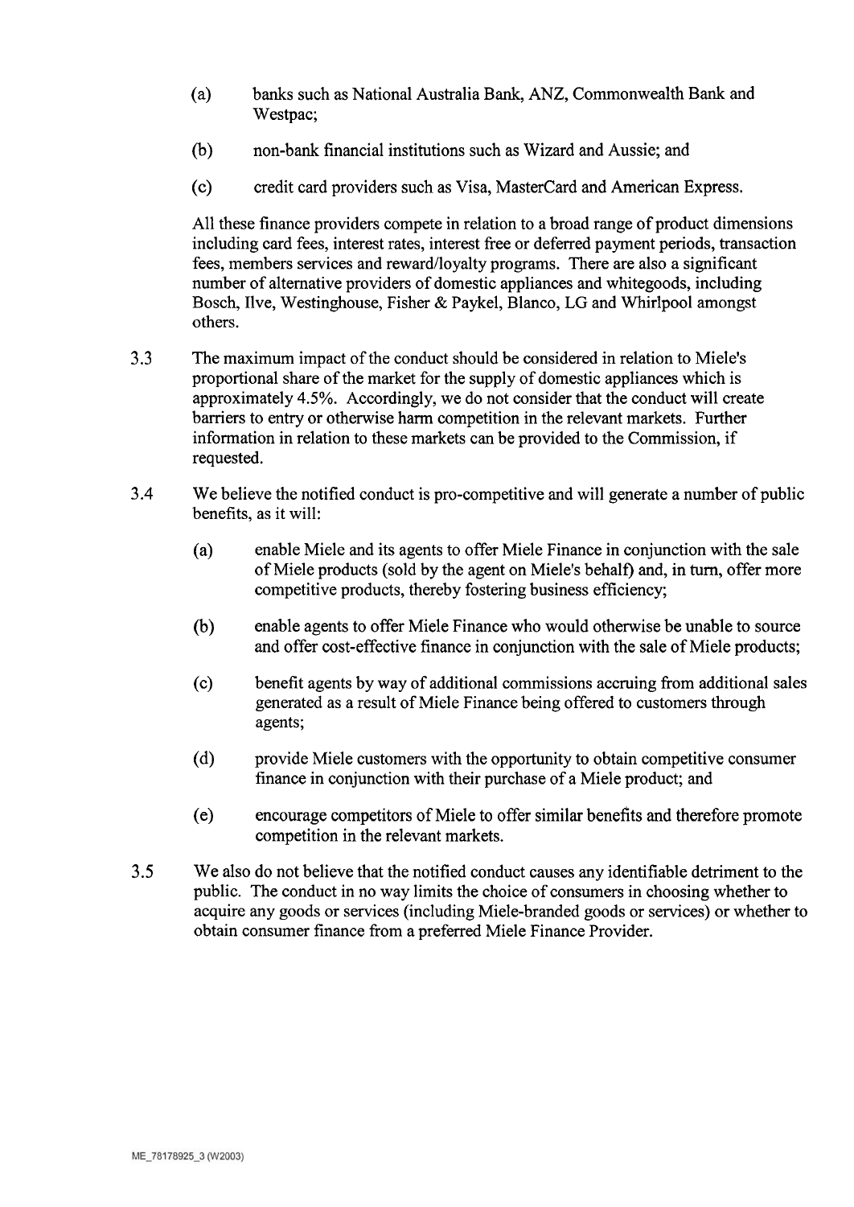(a) banks such as National Australia Bank, ANZ, Commonwealth Bank and Westpac;

(b) non-bank financial institutions such as Wizard and Aussie; and

(c) credit card providers such as Visa, MasterCard and American Express.

All these finance providers compete in relation to a broad range of product dimensions including card fees, interest rates, interest free or deferred payment periods, transaction fees, members services and reward/loyalty programs. There are also a significant number of alternative providers of domestic appliances and whitegoods, including Bosch, Ilve, Westinghouse, Fisher & Paykel, Blanco, LG and Whirlpool amongst others.

3.3 The maximum impact of the conduct should be considered in relation to Miele's proportional share of the market for the supply of domestic appliances which is approximately 4.5%. Accordingly, we do not consider that the conduct will create barriers to entry or otherwise harm competition in the relevant markets. Further information in relation to these markets can be provided to the Commission, if requested.

3.4 We believe the notified conduct is pro-competitive and will generate a number of public benefits, as it will:

(a) enable Miele and its agents to offer Miele Finance in conjunction with the sale of Miele products (sold by the agent on Miele's behalf) and, in turn, offer more competitive products, thereby fostering business efficiency;

(b) enable agents to offer Miele Finance who would otherwise be unable to source and offer cost-effective finance in conjunction with the sale of Miele products;

(c) benefit agents by way of additional commissions accruing from additional sales generated as a result of Miele Finance being offered to customers through agents;

(d) provide Miele customers with the opportunity to obtain competitive consumer finance in conjunction with their purchase of a Miele product; and

(e) encourage competitors of Miele to offer similar benefits and therefore promote competition in the relevant markets.

3.5 We also do not believe that the notified conduct causes any identifiable detriment to the public. The conduct in no way limits the choice of consumers in choosing whether to acquire any goods or services (including Miele-branded goods or services) or whether to obtain consumer finance from a preferred Miele Finance Provider.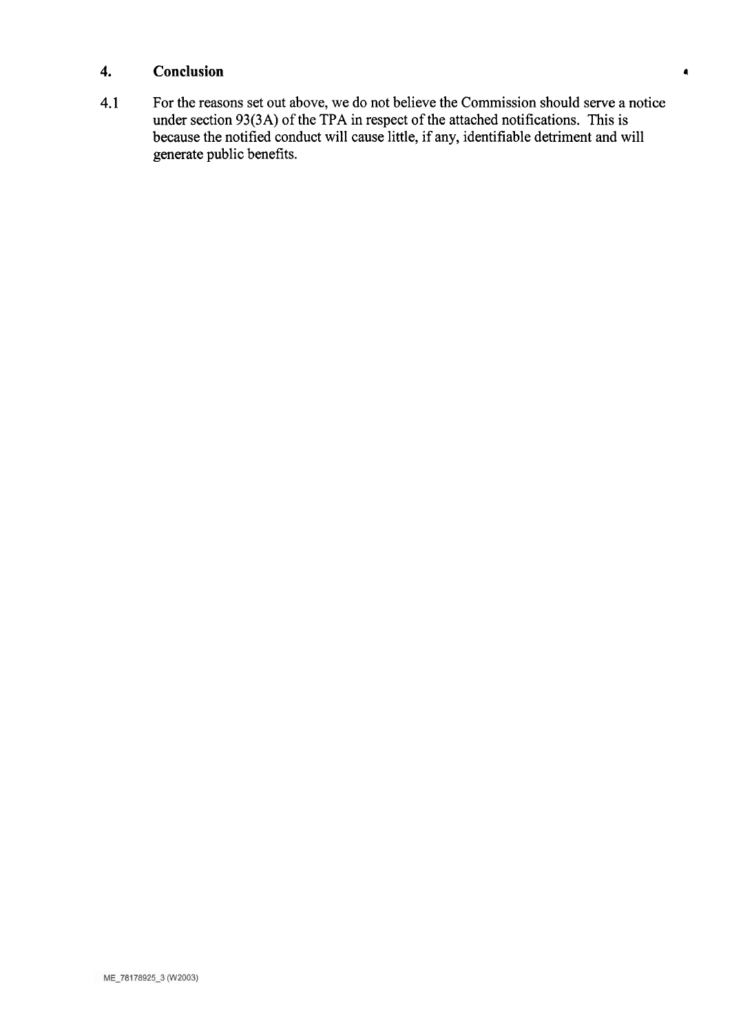## 4. Conclusion

4.1 For the reasons set out above, we do not believe the Commission should serve a notice under section 93(3A) of the TPA in respect of the attached notifications. This is because the notified conduct will cause little, if any, identifiable detriment and will generate public benefits.

ME_78178925_3 (W2003)